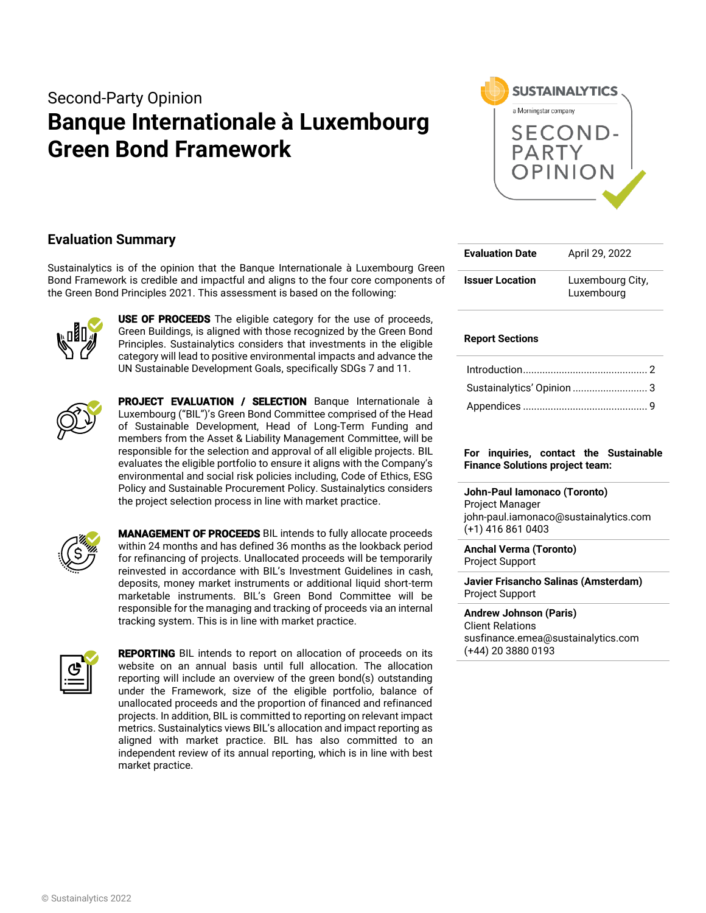Second-Party Opinion

# Banque Internationale à Luxembourg Green Bond Framework

## Evaluation Summary

Sustainalytics is of the opinion that the Banque Internationale à Luxembourg Green Bond Framework is credible and impactful and aligns to the four core components of the Green Bond Principles 2021. This assessment is based on the following:

**USE OF PROCEEDS** The eligible category for the use of proceeds, Green Buildings, is aligned with those recognized by the Green Bond Principles. Sustainalytics considers that investments in the eligible category will lead to positive environmental impacts and advance the UN Sustainable Development Goals, specifically SDGs 7 and 11.

**PROJECT EVALUATION / SELECTION** Banque Internationale à Luxembourg ("BIL")'s Green Bond Committee comprised of the Head of Sustainable Development, Head of Long-Term Funding and members from the Asset & Liability Management Committee, will be responsible for the selection and approval of all eligible projects. BIL evaluates the eligible portfolio to ensure it aligns with the Company's environmental and social risk policies including, Code of Ethics, ESG Policy and Sustainable Procurement Policy. Sustainalytics considers the project selection process in line with market practice.

**MANAGEMENT OF PROCEEDS** BIL intends to fully allocate proceeds within 24 months and has defined 36 months as the lookback period for refinancing of projects. Unallocated proceeds will be temporarily reinvested in accordance with BIL's Investment Guidelines in cash, deposits, money market instruments or additional liquid short-term marketable instruments. BIL's Green Bond Committee will be responsible for the managing and tracking of proceeds via an internal tracking system. This is in line with market practice.

**REPORTING** BIL intends to report on allocation of proceeds on its website on an annual basis until full allocation. The allocation reporting will include an overview of the green bond(s) outstanding under the Framework, size of the eligible portfolio, balance of unallocated proceeds and the proportion of financed and refinanced projects. In addition, BIL is committed to reporting on relevant impact metrics. Sustainalytics views BIL's allocation and impact reporting as aligned with market practice. BIL has also committed to an independent review of its annual reporting, which is in line with best market practice.

| | |
|---|---|
| **Evaluation Date** | April 29, 2022 |
| **Issuer Location** | Luxembourg City, Luxembourg |

**Report Sections**

- Introduction ... 2
- Sustainalytics' Opinion ... 3
- Appendices ... 9

**For inquiries, contact the Sustainable Finance Solutions project team:**

**John-Paul Iamonaco (Toronto)**
Project Manager
john-paul.iamonaco@sustainalytics.com
(+1) 416 861 0403

**Anchal Verma (Toronto)**
Project Support

**Javier Frisancho Salinas (Amsterdam)**
Project Support

**Andrew Johnson (Paris)**
Client Relations
susfinance.emea@sustainalytics.com
(+44) 20 3880 0193

© Sustainalytics 2022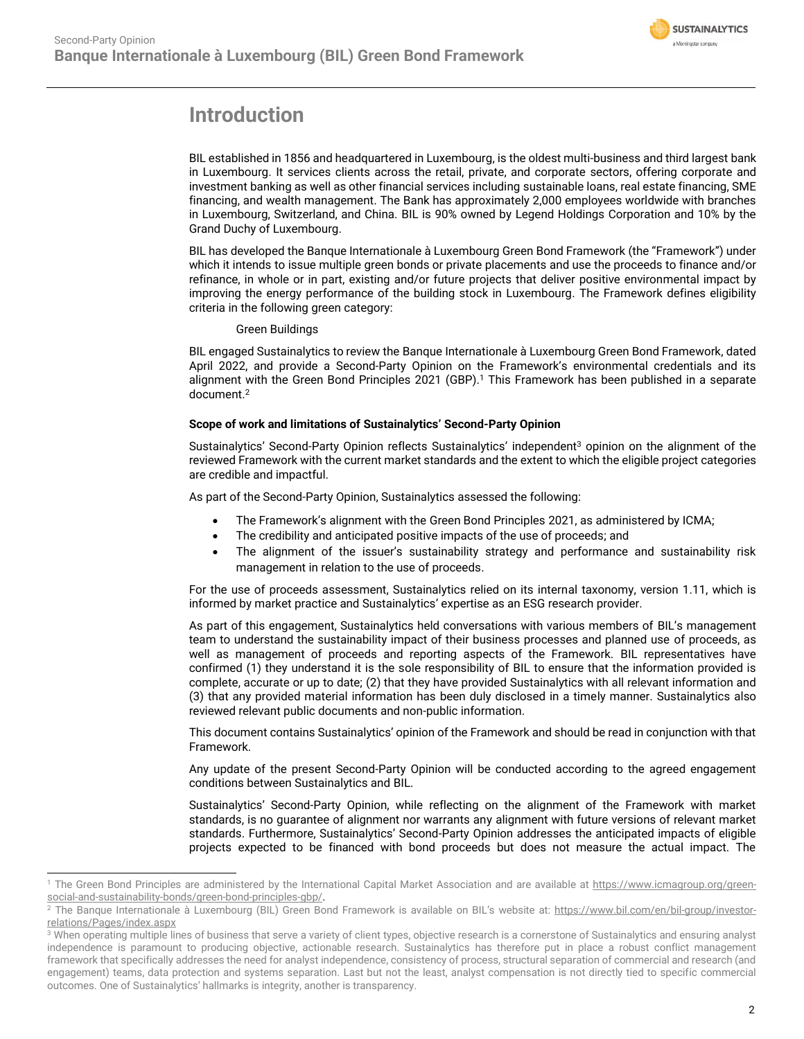# Introduction

BIL established in 1856 and headquartered in Luxembourg, is the oldest multi-business and third largest bank in Luxembourg. It services clients across the retail, private, and corporate sectors, offering corporate and investment banking as well as other financial services including sustainable loans, real estate financing, SME financing, and wealth management. The Bank has approximately 2,000 employees worldwide with branches in Luxembourg, Switzerland, and China. BIL is 90% owned by Legend Holdings Corporation and 10% by the Grand Duchy of Luxembourg.

BIL has developed the Banque Internationale à Luxembourg Green Bond Framework (the "Framework") under which it intends to issue multiple green bonds or private placements and use the proceeds to finance and/or refinance, in whole or in part, existing and/or future projects that deliver positive environmental impact by improving the energy performance of the building stock in Luxembourg. The Framework defines eligibility criteria in the following green category:

Green Buildings

BIL engaged Sustainalytics to review the Banque Internationale à Luxembourg Green Bond Framework, dated April 2022, and provide a Second-Party Opinion on the Framework's environmental credentials and its alignment with the Green Bond Principles 2021 (GBP).[1] This Framework has been published in a separate document.[2]

**Scope of work and limitations of Sustainalytics' Second-Party Opinion**

Sustainalytics' Second-Party Opinion reflects Sustainalytics' independent[3] opinion on the alignment of the reviewed Framework with the current market standards and the extent to which the eligible project categories are credible and impactful.

As part of the Second-Party Opinion, Sustainalytics assessed the following:

- The Framework's alignment with the Green Bond Principles 2021, as administered by ICMA;
- The credibility and anticipated positive impacts of the use of proceeds; and
- The alignment of the issuer's sustainability strategy and performance and sustainability risk management in relation to the use of proceeds.

For the use of proceeds assessment, Sustainalytics relied on its internal taxonomy, version 1.11, which is informed by market practice and Sustainalytics' expertise as an ESG research provider.

As part of this engagement, Sustainalytics held conversations with various members of BIL's management team to understand the sustainability impact of their business processes and planned use of proceeds, as well as management of proceeds and reporting aspects of the Framework. BIL representatives have confirmed (1) they understand it is the sole responsibility of BIL to ensure that the information provided is complete, accurate or up to date; (2) that they have provided Sustainalytics with all relevant information and (3) that any provided material information has been duly disclosed in a timely manner. Sustainalytics also reviewed relevant public documents and non-public information.

This document contains Sustainalytics' opinion of the Framework and should be read in conjunction with that Framework.

Any update of the present Second-Party Opinion will be conducted according to the agreed engagement conditions between Sustainalytics and BIL.

Sustainalytics' Second-Party Opinion, while reflecting on the alignment of the Framework with market standards, is no guarantee of alignment nor warrants any alignment with future versions of relevant market standards. Furthermore, Sustainalytics' Second-Party Opinion addresses the anticipated impacts of eligible projects expected to be financed with bond proceeds but does not measure the actual impact. The

---

[1] The Green Bond Principles are administered by the International Capital Market Association and are available at https://www.icmagroup.org/green-social-and-sustainability-bonds/green-bond-principles-gbp/.

[2] The Banque Internationale à Luxembourg (BIL) Green Bond Framework is available on BIL's website at: https://www.bil.com/en/bil-group/investor-relations/Pages/index.aspx

[3] When operating multiple lines of business that serve a variety of client types, objective research is a cornerstone of Sustainalytics and ensuring analyst independence is paramount to producing objective, actionable research. Sustainalytics has therefore put in place a robust conflict management framework that specifically addresses the need for analyst independence, consistency of process, structural separation of commercial and research (and engagement) teams, data protection and systems separation. Last but not the least, analyst compensation is not directly tied to specific commercial outcomes. One of Sustainalytics' hallmarks is integrity, another is transparency.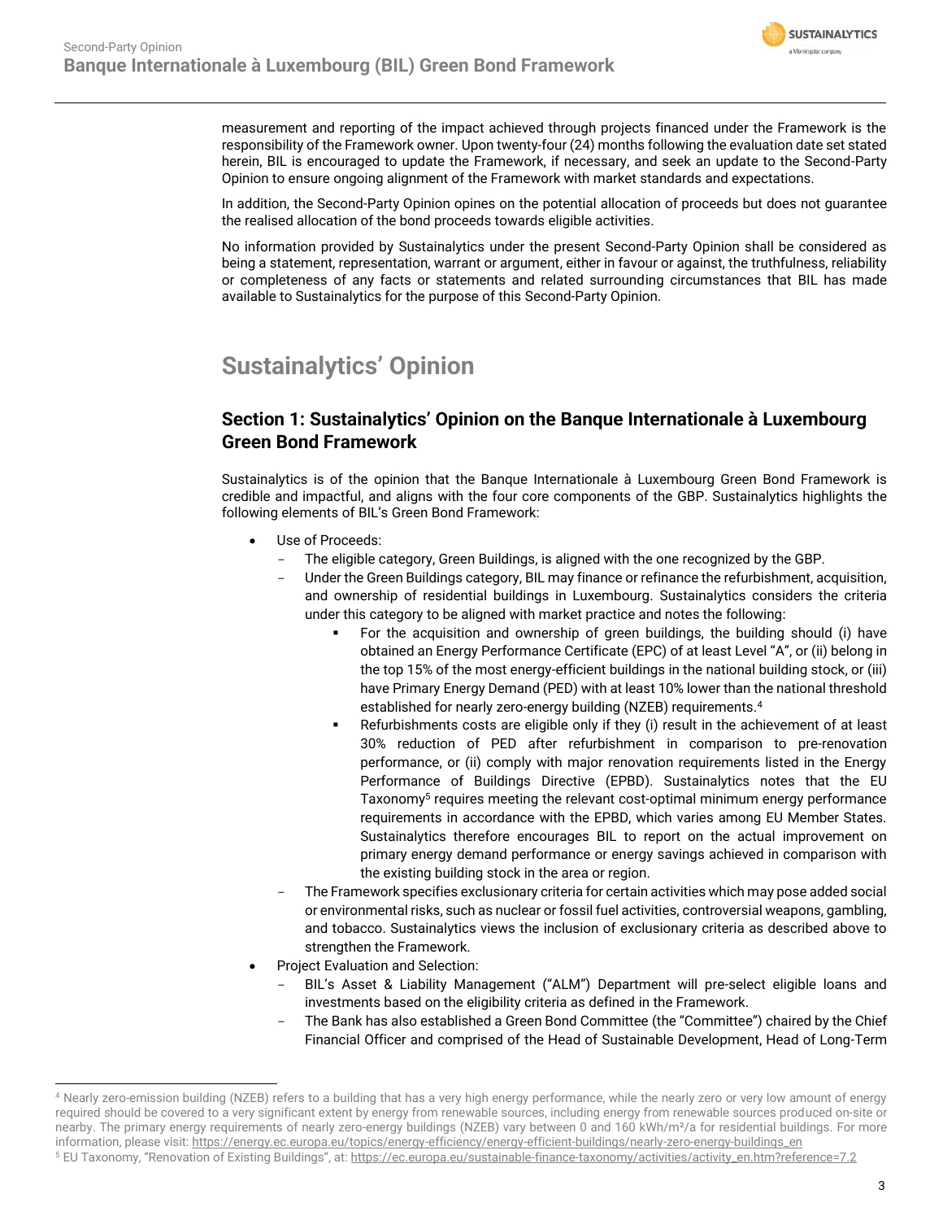measurement and reporting of the impact achieved through projects financed under the Framework is the responsibility of the Framework owner. Upon twenty-four (24) months following the evaluation date set stated herein, BIL is encouraged to update the Framework, if necessary, and seek an update to the Second-Party Opinion to ensure ongoing alignment of the Framework with market standards and expectations.

In addition, the Second-Party Opinion opines on the potential allocation of proceeds but does not guarantee the realised allocation of the bond proceeds towards eligible activities.

No information provided by Sustainalytics under the present Second-Party Opinion shall be considered as being a statement, representation, warrant or argument, either in favour or against, the truthfulness, reliability or completeness of any facts or statements and related surrounding circumstances that BIL has made available to Sustainalytics for the purpose of this Second-Party Opinion.

# Sustainalytics' Opinion

## Section 1: Sustainalytics' Opinion on the Banque Internationale à Luxembourg Green Bond Framework

Sustainalytics is of the opinion that the Banque Internationale à Luxembourg Green Bond Framework is credible and impactful, and aligns with the four core components of the GBP. Sustainalytics highlights the following elements of BIL's Green Bond Framework:

- Use of Proceeds:
  - The eligible category, Green Buildings, is aligned with the one recognized by the GBP.
  - Under the Green Buildings category, BIL may finance or refinance the refurbishment, acquisition, and ownership of residential buildings in Luxembourg. Sustainalytics considers the criteria under this category to be aligned with market practice and notes the following:
    - For the acquisition and ownership of green buildings, the building should (i) have obtained an Energy Performance Certificate (EPC) of at least Level "A", or (ii) belong in the top 15% of the most energy-efficient buildings in the national building stock, or (iii) have Primary Energy Demand (PED) with at least 10% lower than the national threshold established for nearly zero-energy building (NZEB) requirements.[4]
    - Refurbishments costs are eligible only if they (i) result in the achievement of at least 30% reduction of PED after refurbishment in comparison to pre-renovation performance, or (ii) comply with major renovation requirements listed in the Energy Performance of Buildings Directive (EPBD). Sustainalytics notes that the EU Taxonomy[5] requires meeting the relevant cost-optimal minimum energy performance requirements in accordance with the EPBD, which varies among EU Member States. Sustainalytics therefore encourages BIL to report on the actual improvement on primary energy demand performance or energy savings achieved in comparison with the existing building stock in the area or region.
  - The Framework specifies exclusionary criteria for certain activities which may pose added social or environmental risks, such as nuclear or fossil fuel activities, controversial weapons, gambling, and tobacco. Sustainalytics views the inclusion of exclusionary criteria as described above to strengthen the Framework.
- Project Evaluation and Selection:
  - BIL's Asset & Liability Management ("ALM") Department will pre-select eligible loans and investments based on the eligibility criteria as defined in the Framework.
  - The Bank has also established a Green Bond Committee (the "Committee") chaired by the Chief Financial Officer and comprised of the Head of Sustainable Development, Head of Long-Term

---

[4] Nearly zero-emission building (NZEB) refers to a building that has a very high energy performance, while the nearly zero or very low amount of energy required should be covered to a very significant extent by energy from renewable sources, including energy from renewable sources produced on-site or nearby. The primary energy requirements of nearly zero-energy buildings (NZEB) vary between 0 and 160 kWh/m²/a for residential buildings. For more information, please visit: https://energy.ec.europa.eu/topics/energy-efficiency/energy-efficient-buildings/nearly-zero-energy-buildings_en

[5] EU Taxonomy, "Renovation of Existing Buildings", at: https://ec.europa.eu/sustainable-finance-taxonomy/activities/activity_en.htm?reference=7.2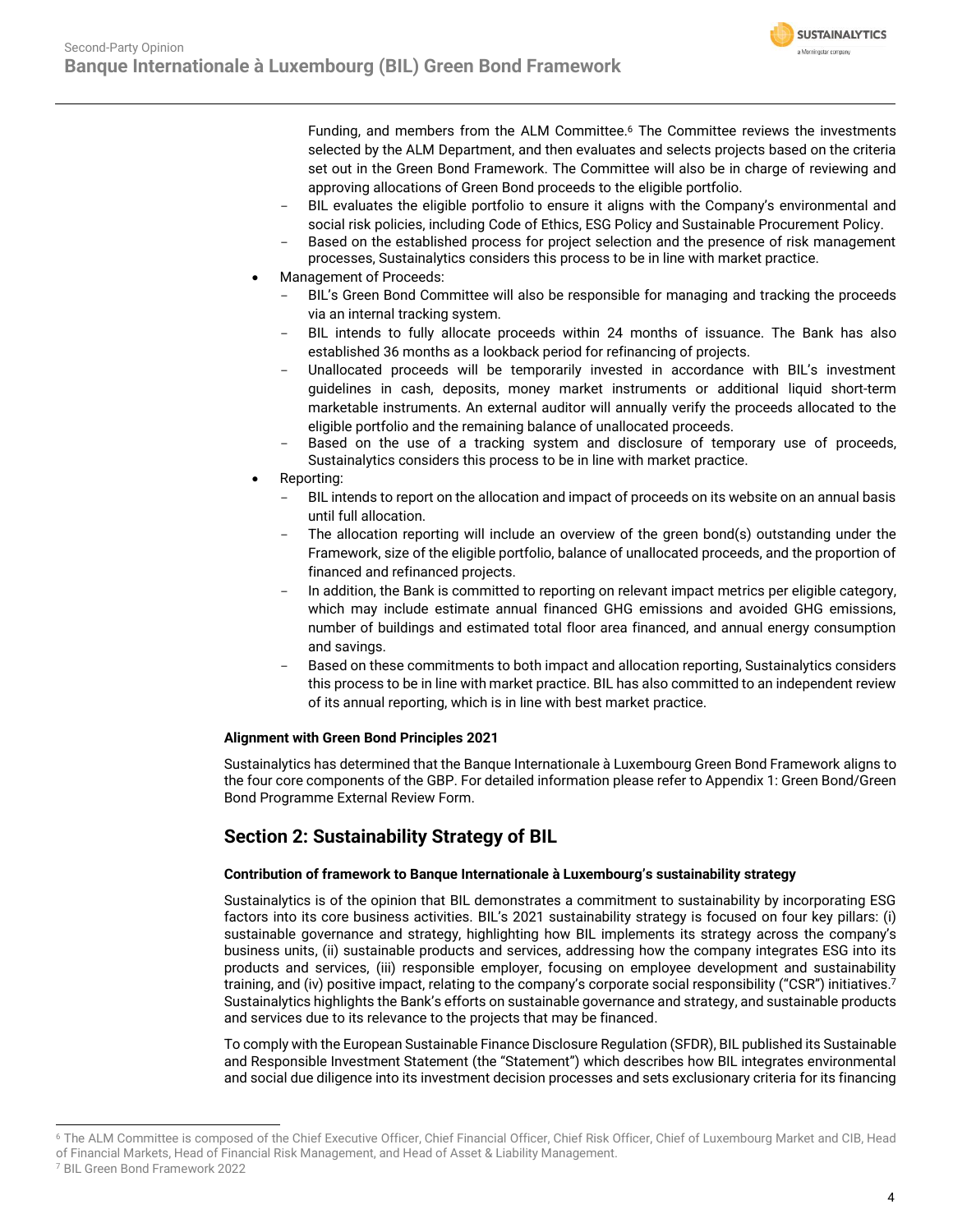Funding, and members from the ALM Committee.[6] The Committee reviews the investments selected by the ALM Department, and then evaluates and selects projects based on the criteria set out in the Green Bond Framework. The Committee will also be in charge of reviewing and approving allocations of Green Bond proceeds to the eligible portfolio.
  - BIL evaluates the eligible portfolio to ensure it aligns with the Company's environmental and social risk policies, including Code of Ethics, ESG Policy and Sustainable Procurement Policy.
  - Based on the established process for project selection and the presence of risk management processes, Sustainalytics considers this process to be in line with market practice.
- Management of Proceeds:
  - BIL's Green Bond Committee will also be responsible for managing and tracking the proceeds via an internal tracking system.
  - BIL intends to fully allocate proceeds within 24 months of issuance. The Bank has also established 36 months as a lookback period for refinancing of projects.
  - Unallocated proceeds will be temporarily invested in accordance with BIL's investment guidelines in cash, deposits, money market instruments or additional liquid short-term marketable instruments. An external auditor will annually verify the proceeds allocated to the eligible portfolio and the remaining balance of unallocated proceeds.
  - Based on the use of a tracking system and disclosure of temporary use of proceeds, Sustainalytics considers this process to be in line with market practice.
- Reporting:
  - BIL intends to report on the allocation and impact of proceeds on its website on an annual basis until full allocation.
  - The allocation reporting will include an overview of the green bond(s) outstanding under the Framework, size of the eligible portfolio, balance of unallocated proceeds, and the proportion of financed and refinanced projects.
  - In addition, the Bank is committed to reporting on relevant impact metrics per eligible category, which may include estimate annual financed GHG emissions and avoided GHG emissions, number of buildings and estimated total floor area financed, and annual energy consumption and savings.
  - Based on these commitments to both impact and allocation reporting, Sustainalytics considers this process to be in line with market practice. BIL has also committed to an independent review of its annual reporting, which is in line with best market practice.

**Alignment with Green Bond Principles 2021**

Sustainalytics has determined that the Banque Internationale à Luxembourg Green Bond Framework aligns to the four core components of the GBP. For detailed information please refer to Appendix 1: Green Bond/Green Bond Programme External Review Form.

## Section 2: Sustainability Strategy of BIL

**Contribution of framework to Banque Internationale à Luxembourg's sustainability strategy**

Sustainalytics is of the opinion that BIL demonstrates a commitment to sustainability by incorporating ESG factors into its core business activities. BIL's 2021 sustainability strategy is focused on four key pillars: (i) sustainable governance and strategy, highlighting how BIL implements its strategy across the company's business units, (ii) sustainable products and services, addressing how the company integrates ESG into its products and services, (iii) responsible employer, focusing on employee development and sustainability training, and (iv) positive impact, relating to the company's corporate social responsibility ("CSR") initiatives.[7] Sustainalytics highlights the Bank's efforts on sustainable governance and strategy, and sustainable products and services due to its relevance to the projects that may be financed.

To comply with the European Sustainable Finance Disclosure Regulation (SFDR), BIL published its Sustainable and Responsible Investment Statement (the "Statement") which describes how BIL integrates environmental and social due diligence into its investment decision processes and sets exclusionary criteria for its financing

---

[6] The ALM Committee is composed of the Chief Executive Officer, Chief Financial Officer, Chief Risk Officer, Chief of Luxembourg Market and CIB, Head of Financial Markets, Head of Financial Risk Management, and Head of Asset & Liability Management.

[7] BIL Green Bond Framework 2022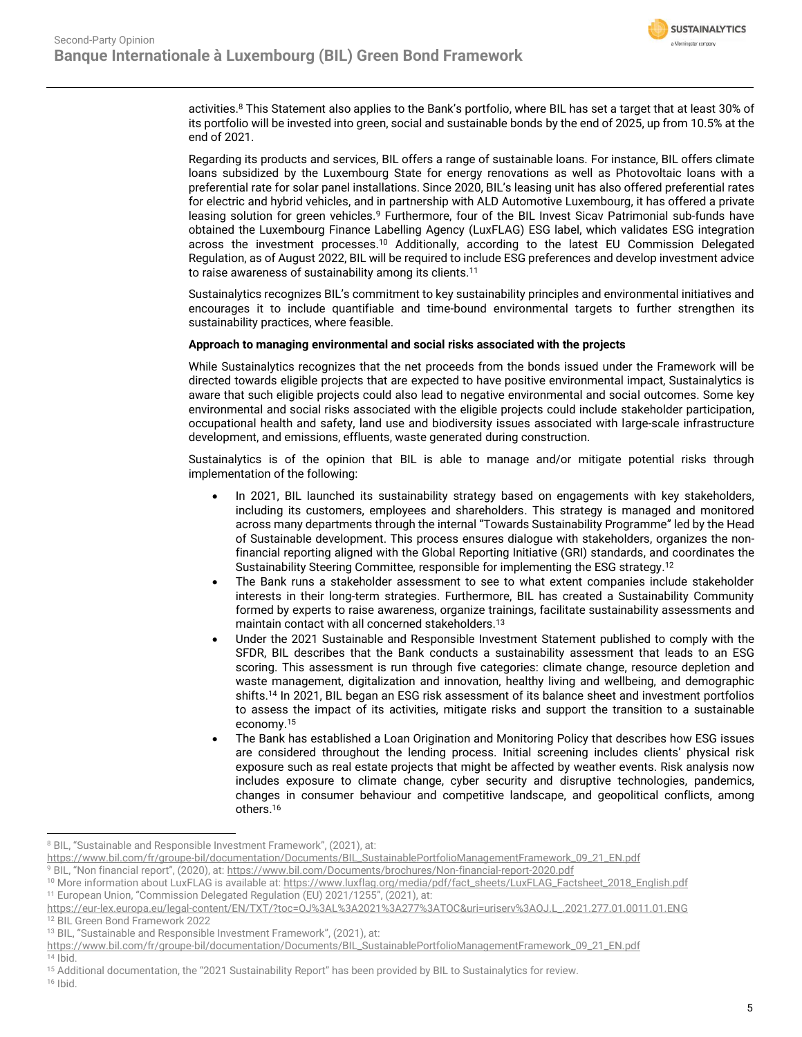activities.[8] This Statement also applies to the Bank's portfolio, where BIL has set a target that at least 30% of its portfolio will be invested into green, social and sustainable bonds by the end of 2025, up from 10.5% at the end of 2021.

Regarding its products and services, BIL offers a range of sustainable loans. For instance, BIL offers climate loans subsidized by the Luxembourg State for energy renovations as well as Photovoltaic loans with a preferential rate for solar panel installations. Since 2020, BIL's leasing unit has also offered preferential rates for electric and hybrid vehicles, and in partnership with ALD Automotive Luxembourg, it has offered a private leasing solution for green vehicles.[9] Furthermore, four of the BIL Invest Sicav Patrimonial sub-funds have obtained the Luxembourg Finance Labelling Agency (LuxFLAG) ESG label, which validates ESG integration across the investment processes.[10] Additionally, according to the latest EU Commission Delegated Regulation, as of August 2022, BIL will be required to include ESG preferences and develop investment advice to raise awareness of sustainability among its clients.[11]

Sustainalytics recognizes BIL's commitment to key sustainability principles and environmental initiatives and encourages it to include quantifiable and time-bound environmental targets to further strengthen its sustainability practices, where feasible.

**Approach to managing environmental and social risks associated with the projects**

While Sustainalytics recognizes that the net proceeds from the bonds issued under the Framework will be directed towards eligible projects that are expected to have positive environmental impact, Sustainalytics is aware that such eligible projects could also lead to negative environmental and social outcomes. Some key environmental and social risks associated with the eligible projects could include stakeholder participation, occupational health and safety, land use and biodiversity issues associated with large-scale infrastructure development, and emissions, effluents, waste generated during construction.

Sustainalytics is of the opinion that BIL is able to manage and/or mitigate potential risks through implementation of the following:

- In 2021, BIL launched its sustainability strategy based on engagements with key stakeholders, including its customers, employees and shareholders. This strategy is managed and monitored across many departments through the internal "Towards Sustainability Programme" led by the Head of Sustainable development. This process ensures dialogue with stakeholders, organizes the non-financial reporting aligned with the Global Reporting Initiative (GRI) standards, and coordinates the Sustainability Steering Committee, responsible for implementing the ESG strategy.[12]
- The Bank runs a stakeholder assessment to see to what extent companies include stakeholder interests in their long-term strategies. Furthermore, BIL has created a Sustainability Community formed by experts to raise awareness, organize trainings, facilitate sustainability assessments and maintain contact with all concerned stakeholders.[13]
- Under the 2021 Sustainable and Responsible Investment Statement published to comply with the SFDR, BIL describes that the Bank conducts a sustainability assessment that leads to an ESG scoring. This assessment is run through five categories: climate change, resource depletion and waste management, digitalization and innovation, healthy living and wellbeing, and demographic shifts.[14] In 2021, BIL began an ESG risk assessment of its balance sheet and investment portfolios to assess the impact of its activities, mitigate risks and support the transition to a sustainable economy.[15]
- The Bank has established a Loan Origination and Monitoring Policy that describes how ESG issues are considered throughout the lending process. Initial screening includes clients' physical risk exposure such as real estate projects that might be affected by weather events. Risk analysis now includes exposure to climate change, cyber security and disruptive technologies, pandemics, changes in consumer behaviour and competitive landscape, and geopolitical conflicts, among others.[16]

---

[8] BIL, "Sustainable and Responsible Investment Framework", (2021), at: https://www.bil.com/fr/groupe-bil/documentation/Documents/BIL_SustainablePortfolioManagementFramework_09_21_EN.pdf

[9] BIL, "Non financial report", (2020), at: https://www.bil.com/Documents/brochures/Non-financial-report-2020.pdf

[10] More information about LuxFLAG is available at: https://www.luxflag.org/media/pdf/fact_sheets/LuxFLAG_Factsheet_2018_English.pdf

[11] European Union, "Commission Delegated Regulation (EU) 2021/1255", (2021), at: https://eur-lex.europa.eu/legal-content/EN/TXT/?toc=OJ%3AL%3A2021%3A277%3ATOC&uri=uriserv%3AOJ.L_.2021.277.01.0011.01.ENG

[12] BIL Green Bond Framework 2022

[13] BIL, "Sustainable and Responsible Investment Framework", (2021), at: https://www.bil.com/fr/groupe-bil/documentation/Documents/BIL_SustainablePortfolioManagementFramework_09_21_EN.pdf

[14] Ibid.

[15] Additional documentation, the "2021 Sustainability Report" has been provided by BIL to Sustainalytics for review.

[16] Ibid.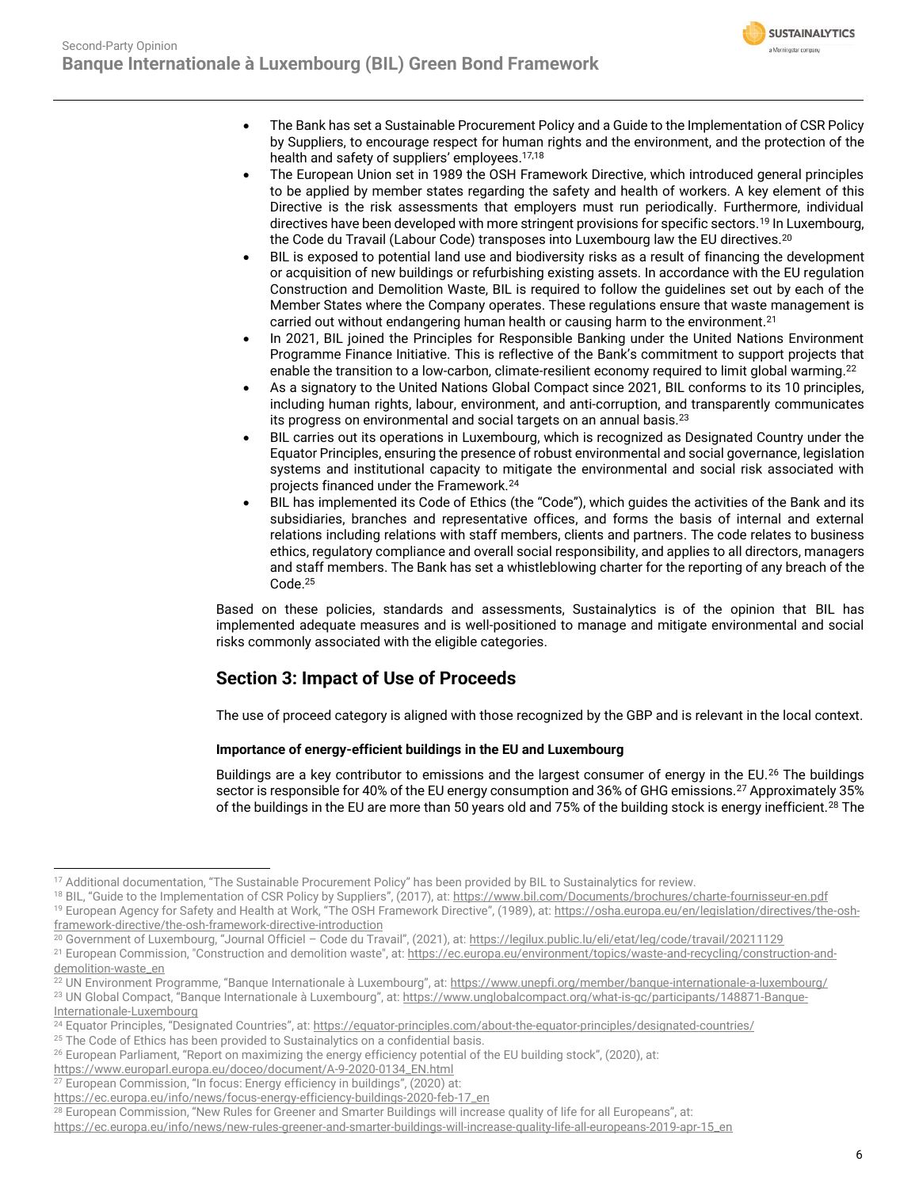- The Bank has set a Sustainable Procurement Policy and a Guide to the Implementation of CSR Policy by Suppliers, to encourage respect for human rights and the environment, and the protection of the health and safety of suppliers' employees.[17,18]
- The European Union set in 1989 the OSH Framework Directive, which introduced general principles to be applied by member states regarding the safety and health of workers. A key element of this Directive is the risk assessments that employers must run periodically. Furthermore, individual directives have been developed with more stringent provisions for specific sectors.[19] In Luxembourg, the Code du Travail (Labour Code) transposes into Luxembourg law the EU directives.[20]
- BIL is exposed to potential land use and biodiversity risks as a result of financing the development or acquisition of new buildings or refurbishing existing assets. In accordance with the EU regulation Construction and Demolition Waste, BIL is required to follow the guidelines set out by each of the Member States where the Company operates. These regulations ensure that waste management is carried out without endangering human health or causing harm to the environment.[21]
- In 2021, BIL joined the Principles for Responsible Banking under the United Nations Environment Programme Finance Initiative. This is reflective of the Bank's commitment to support projects that enable the transition to a low-carbon, climate-resilient economy required to limit global warming.[22]
- As a signatory to the United Nations Global Compact since 2021, BIL conforms to its 10 principles, including human rights, labour, environment, and anti-corruption, and transparently communicates its progress on environmental and social targets on an annual basis.[23]
- BIL carries out its operations in Luxembourg, which is recognized as Designated Country under the Equator Principles, ensuring the presence of robust environmental and social governance, legislation systems and institutional capacity to mitigate the environmental and social risk associated with projects financed under the Framework.[24]
- BIL has implemented its Code of Ethics (the "Code"), which guides the activities of the Bank and its subsidiaries, branches and representative offices, and forms the basis of internal and external relations including relations with staff members, clients and partners. The code relates to business ethics, regulatory compliance and overall social responsibility, and applies to all directors, managers and staff members. The Bank has set a whistleblowing charter for the reporting of any breach of the Code.[25]

Based on these policies, standards and assessments, Sustainalytics is of the opinion that BIL has implemented adequate measures and is well-positioned to manage and mitigate environmental and social risks commonly associated with the eligible categories.

## Section 3: Impact of Use of Proceeds

The use of proceed category is aligned with those recognized by the GBP and is relevant in the local context.

#### Importance of energy-efficient buildings in the EU and Luxembourg

Buildings are a key contributor to emissions and the largest consumer of energy in the EU.[26] The buildings sector is responsible for 40% of the EU energy consumption and 36% of GHG emissions.[27] Approximately 35% of the buildings in the EU are more than 50 years old and 75% of the building stock is energy inefficient.[28] The

---

[17] Additional documentation, "The Sustainable Procurement Policy" has been provided by BIL to Sustainalytics for review.
[18] BIL, "Guide to the Implementation of CSR Policy by Suppliers", (2017), at: https://www.bil.com/Documents/brochures/charte-fournisseur-en.pdf
[19] European Agency for Safety and Health at Work, "The OSH Framework Directive", (1989), at: https://osha.europa.eu/en/legislation/directives/the-osh-framework-directive/the-osh-framework-directive-introduction
[20] Government of Luxembourg, "Journal Officiel – Code du Travail", (2021), at: https://legilux.public.lu/eli/etat/leg/code/travail/20211129
[21] European Commission, "Construction and demolition waste", at: https://ec.europa.eu/environment/topics/waste-and-recycling/construction-and-demolition-waste_en
[22] UN Environment Programme, "Banque Internationale à Luxembourg", at: https://www.unepfi.org/member/banque-internationale-a-luxembourg/
[23] UN Global Compact, "Banque Internationale à Luxembourg", at: https://www.unglobalcompact.org/what-is-gc/participants/148871-Banque-Internationale-Luxembourg
[24] Equator Principles, "Designated Countries", at: https://equator-principles.com/about-the-equator-principles/designated-countries/
[25] The Code of Ethics has been provided to Sustainalytics on a confidential basis.
[26] European Parliament, "Report on maximizing the energy efficiency potential of the EU building stock", (2020), at: https://www.europarl.europa.eu/doceo/document/A-9-2020-0134_EN.html
[27] European Commission, "In focus: Energy efficiency in buildings", (2020) at: https://ec.europa.eu/info/news/focus-energy-efficiency-buildings-2020-feb-17_en
[28] European Commission, "New Rules for Greener and Smarter Buildings will increase quality of life for all Europeans", at: https://ec.europa.eu/info/news/new-rules-greener-and-smarter-buildings-will-increase-quality-life-all-europeans-2019-apr-15_en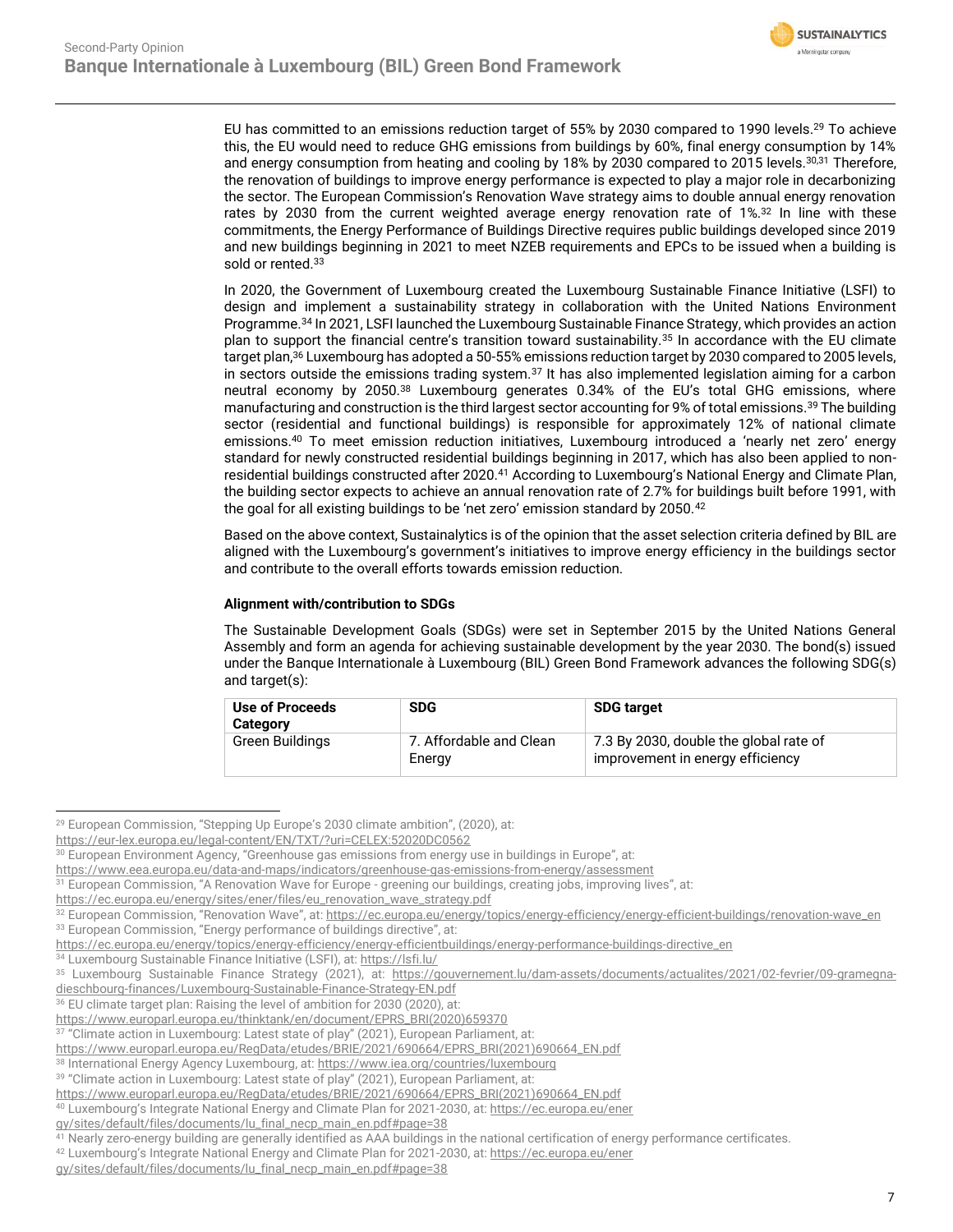EU has committed to an emissions reduction target of 55% by 2030 compared to 1990 levels.[29] To achieve this, the EU would need to reduce GHG emissions from buildings by 60%, final energy consumption by 14% and energy consumption from heating and cooling by 18% by 2030 compared to 2015 levels.[30,31] Therefore, the renovation of buildings to improve energy performance is expected to play a major role in decarbonizing the sector. The European Commission's Renovation Wave strategy aims to double annual energy renovation rates by 2030 from the current weighted average energy renovation rate of 1%.[32] In line with these commitments, the Energy Performance of Buildings Directive requires public buildings developed since 2019 and new buildings beginning in 2021 to meet NZEB requirements and EPCs to be issued when a building is sold or rented.[33]

In 2020, the Government of Luxembourg created the Luxembourg Sustainable Finance Initiative (LSFI) to design and implement a sustainability strategy in collaboration with the United Nations Environment Programme.[34] In 2021, LSFI launched the Luxembourg Sustainable Finance Strategy, which provides an action plan to support the financial centre's transition toward sustainability.[35] In accordance with the EU climate target plan,[36] Luxembourg has adopted a 50-55% emissions reduction target by 2030 compared to 2005 levels, in sectors outside the emissions trading system.[37] It has also implemented legislation aiming for a carbon neutral economy by 2050.[38] Luxembourg generates 0.34% of the EU's total GHG emissions, where manufacturing and construction is the third largest sector accounting for 9% of total emissions.[39] The building sector (residential and functional buildings) is responsible for approximately 12% of national climate emissions.[40] To meet emission reduction initiatives, Luxembourg introduced a 'nearly net zero' energy standard for newly constructed residential buildings beginning in 2017, which has also been applied to non-residential buildings constructed after 2020.[41] According to Luxembourg's National Energy and Climate Plan, the building sector expects to achieve an annual renovation rate of 2.7% for buildings built before 1991, with the goal for all existing buildings to be 'net zero' emission standard by 2050.[42]

Based on the above context, Sustainalytics is of the opinion that the asset selection criteria defined by BIL are aligned with the Luxembourg's government's initiatives to improve energy efficiency in the buildings sector and contribute to the overall efforts towards emission reduction.

**Alignment with/contribution to SDGs**

The Sustainable Development Goals (SDGs) were set in September 2015 by the United Nations General Assembly and form an agenda for achieving sustainable development by the year 2030. The bond(s) issued under the Banque Internationale à Luxembourg (BIL) Green Bond Framework advances the following SDG(s) and target(s):

| Use of Proceeds Category | SDG | SDG target |
|---|---|---|
| Green Buildings | 7. Affordable and Clean Energy | 7.3 By 2030, double the global rate of improvement in energy efficiency |

---

[29] European Commission, "Stepping Up Europe's 2030 climate ambition", (2020), at: https://eur-lex.europa.eu/legal-content/EN/TXT/?uri=CELEX:52020DC0562

[30] European Environment Agency, "Greenhouse gas emissions from energy use in buildings in Europe", at: https://www.eea.europa.eu/data-and-maps/indicators/greenhouse-gas-emissions-from-energy/assessment

[31] European Commission, "A Renovation Wave for Europe - greening our buildings, creating jobs, improving lives", at: https://ec.europa.eu/energy/sites/ener/files/eu_renovation_wave_strategy.pdf

[32] European Commission, "Renovation Wave", at: https://ec.europa.eu/energy/topics/energy-efficiency/energy-efficient-buildings/renovation-wave_en

[33] European Commission, "Energy performance of buildings directive", at: https://ec.europa.eu/energy/topics/energy-efficiency/energy-efficientbuildings/energy-performance-buildings-directive_en

[34] Luxembourg Sustainable Finance Initiative (LSFI), at: https://lsfi.lu/

[35] Luxembourg Sustainable Finance Strategy (2021), at: https://gouvernement.lu/dam-assets/documents/actualites/2021/02-fevrier/09-gramegna-dieschbourg-finances/Luxembourg-Sustainable-Finance-Strategy-EN.pdf

[36] EU climate target plan: Raising the level of ambition for 2030 (2020), at: https://www.europarl.europa.eu/thinktank/en/document/EPRS_BRI(2020)659370

[37] "Climate action in Luxembourg: Latest state of play" (2021), European Parliament, at: https://www.europarl.europa.eu/RegData/etudes/BRIE/2021/690664/EPRS_BRI(2021)690664_EN.pdf

[38] International Energy Agency Luxembourg, at: https://www.iea.org/countries/luxembourg

[39] "Climate action in Luxembourg: Latest state of play" (2021), European Parliament, at: https://www.europarl.europa.eu/RegData/etudes/BRIE/2021/690664/EPRS_BRI(2021)690664_EN.pdf

[40] Luxembourg's Integrate National Energy and Climate Plan for 2021-2030, at: https://ec.europa.eu/energy/sites/default/files/documents/lu_final_necp_main_en.pdf#page=38

[41] Nearly zero-energy building are generally identified as AAA buildings in the national certification of energy performance certificates.

[42] Luxembourg's Integrate National Energy and Climate Plan for 2021-2030, at: https://ec.europa.eu/energy/sites/default/files/documents/lu_final_necp_main_en.pdf#page=38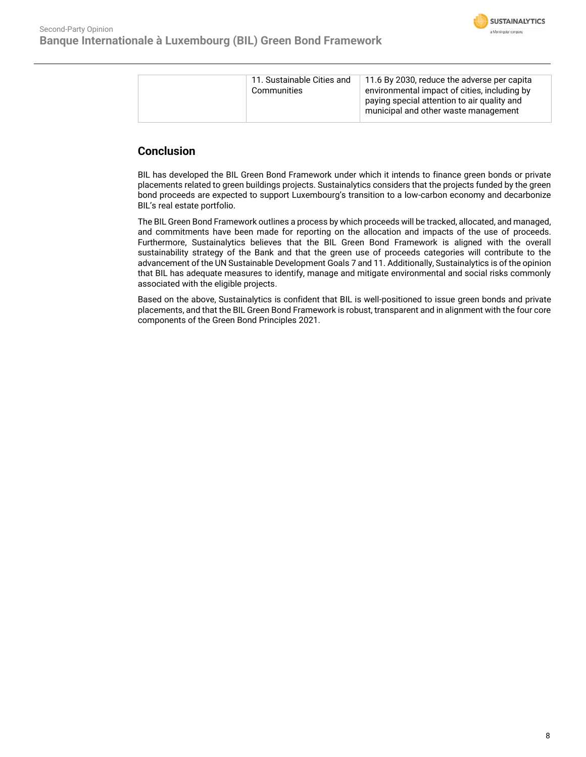| | 11. Sustainable Cities and Communities | 11.6 By 2030, reduce the adverse per capita environmental impact of cities, including by paying special attention to air quality and municipal and other waste management |
|---|---|---|

## Conclusion

BIL has developed the BIL Green Bond Framework under which it intends to finance green bonds or private placements related to green buildings projects. Sustainalytics considers that the projects funded by the green bond proceeds are expected to support Luxembourg's transition to a low-carbon economy and decarbonize BIL's real estate portfolio.

The BIL Green Bond Framework outlines a process by which proceeds will be tracked, allocated, and managed, and commitments have been made for reporting on the allocation and impacts of the use of proceeds. Furthermore, Sustainalytics believes that the BIL Green Bond Framework is aligned with the overall sustainability strategy of the Bank and that the green use of proceeds categories will contribute to the advancement of the UN Sustainable Development Goals 7 and 11. Additionally, Sustainalytics is of the opinion that BIL has adequate measures to identify, manage and mitigate environmental and social risks commonly associated with the eligible projects.

Based on the above, Sustainalytics is confident that BIL is well-positioned to issue green bonds and private placements, and that the BIL Green Bond Framework is robust, transparent and in alignment with the four core components of the Green Bond Principles 2021.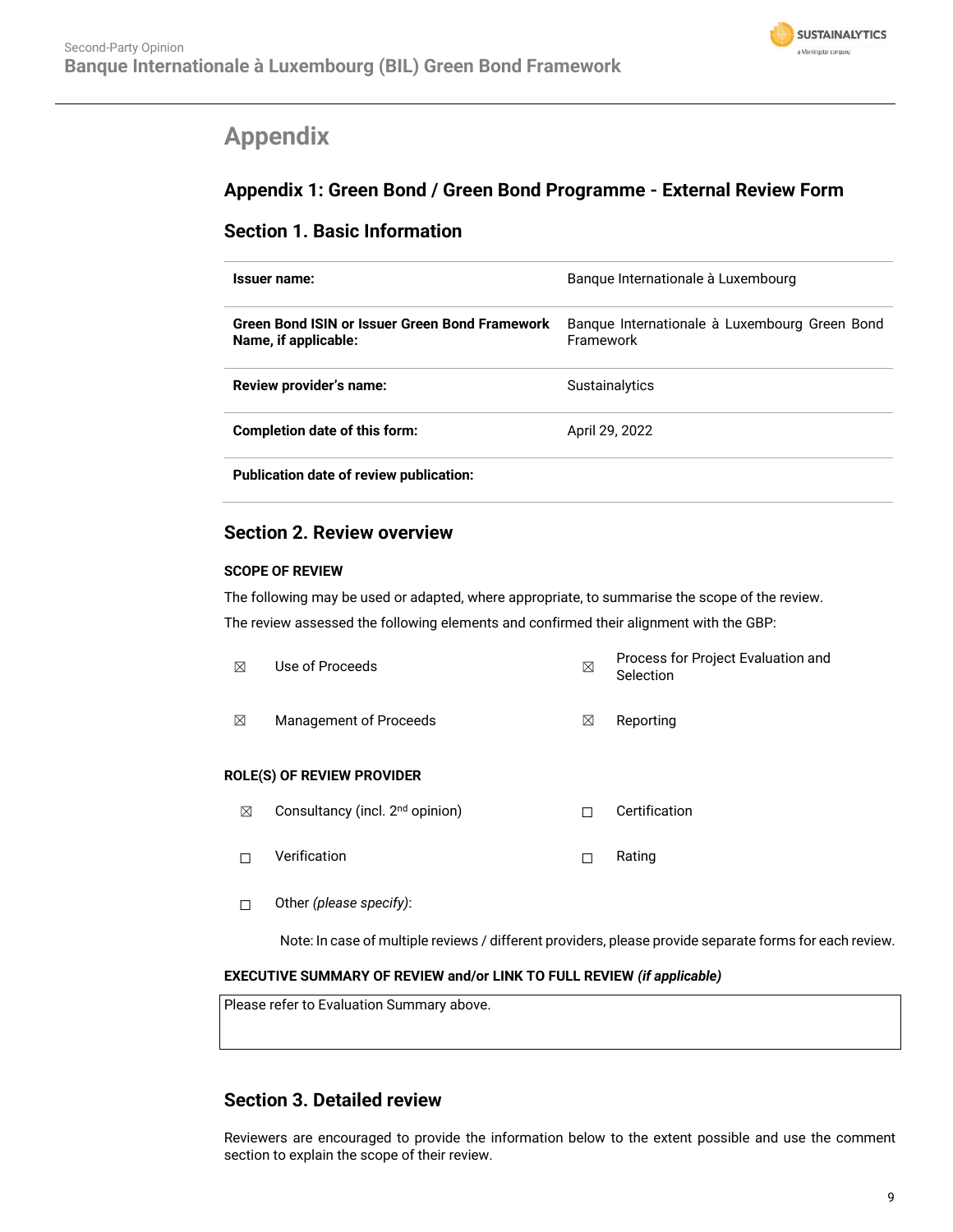# Appendix

## Appendix 1: Green Bond / Green Bond Programme - External Review Form

### Section 1. Basic Information

| | |
|---|---|
| **Issuer name:** | Banque Internationale à Luxembourg |
| **Green Bond ISIN or Issuer Green Bond Framework Name, if applicable:** | Banque Internationale à Luxembourg Green Bond Framework |
| **Review provider's name:** | Sustainalytics |
| **Completion date of this form:** | April 29, 2022 |
| **Publication date of review publication:** | |

### Section 2. Review overview

**SCOPE OF REVIEW**

The following may be used or adapted, where appropriate, to summarise the scope of the review.

The review assessed the following elements and confirmed their alignment with the GBP:

| | | | |
|---|---|---|---|
| ☒ | Use of Proceeds | ☒ | Process for Project Evaluation and Selection |
| ☒ | Management of Proceeds | ☒ | Reporting |

**ROLE(S) OF REVIEW PROVIDER**

| | | | |
|---|---|---|---|
| ☒ | Consultancy (incl. 2nd opinion) | ☐ | Certification |
| ☐ | Verification | ☐ | Rating |
| ☐ | Other *(please specify)*: | | |

Note: In case of multiple reviews / different providers, please provide separate forms for each review.

**EXECUTIVE SUMMARY OF REVIEW and/or LINK TO FULL REVIEW *(if applicable)***

| |
|---|
| Please refer to Evaluation Summary above. |

### Section 3. Detailed review

Reviewers are encouraged to provide the information below to the extent possible and use the comment section to explain the scope of their review.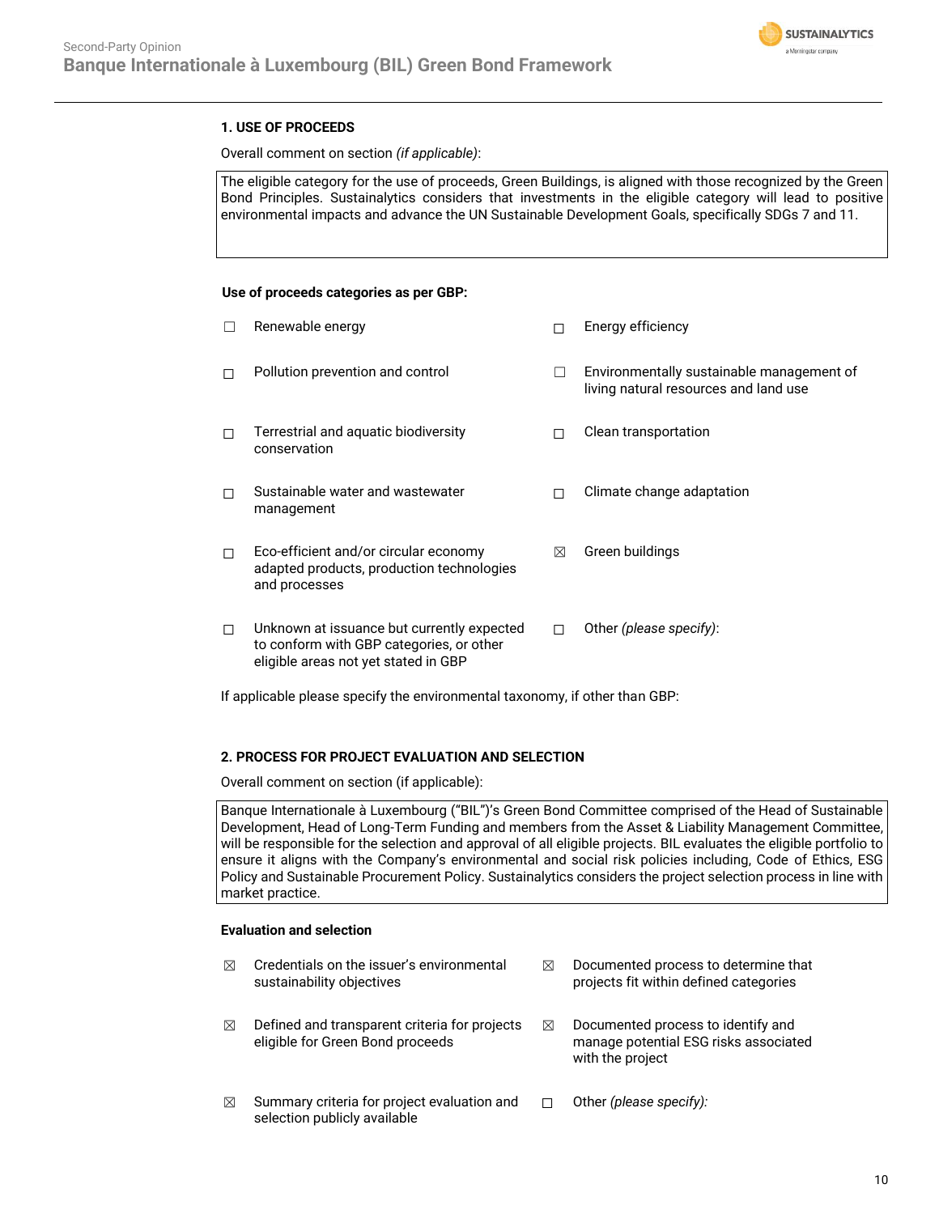## 1. USE OF PROCEEDS

Overall comment on section *(if applicable)*:

The eligible category for the use of proceeds, Green Buildings, is aligned with those recognized by the Green Bond Principles. Sustainalytics considers that investments in the eligible category will lead to positive environmental impacts and advance the UN Sustainable Development Goals, specifically SDGs 7 and 11.

**Use of proceeds categories as per GBP:**

- ☐ Renewable energy
- ☐ Energy efficiency
- ☐ Pollution prevention and control
- ☐ Environmentally sustainable management of living natural resources and land use
- ☐ Terrestrial and aquatic biodiversity conservation
- ☐ Clean transportation
- ☐ Sustainable water and wastewater management
- ☐ Climate change adaptation
- ☐ Eco-efficient and/or circular economy adapted products, production technologies and processes
- ☒ Green buildings
- ☐ Unknown at issuance but currently expected to conform with GBP categories, or other eligible areas not yet stated in GBP
- ☐ Other *(please specify)*:

If applicable please specify the environmental taxonomy, if other than GBP:

## 2. PROCESS FOR PROJECT EVALUATION AND SELECTION

Overall comment on section (if applicable):

Banque Internationale à Luxembourg ("BIL")'s Green Bond Committee comprised of the Head of Sustainable Development, Head of Long-Term Funding and members from the Asset & Liability Management Committee, will be responsible for the selection and approval of all eligible projects. BIL evaluates the eligible portfolio to ensure it aligns with the Company's environmental and social risk policies including, Code of Ethics, ESG Policy and Sustainable Procurement Policy. Sustainalytics considers the project selection process in line with market practice.

**Evaluation and selection**

- ☒ Credentials on the issuer's environmental sustainability objectives
- ☒ Documented process to determine that projects fit within defined categories
- ☒ Defined and transparent criteria for projects eligible for Green Bond proceeds
- ☒ Documented process to identify and manage potential ESG risks associated with the project
- ☒ Summary criteria for project evaluation and selection publicly available
- ☐ Other *(please specify)*: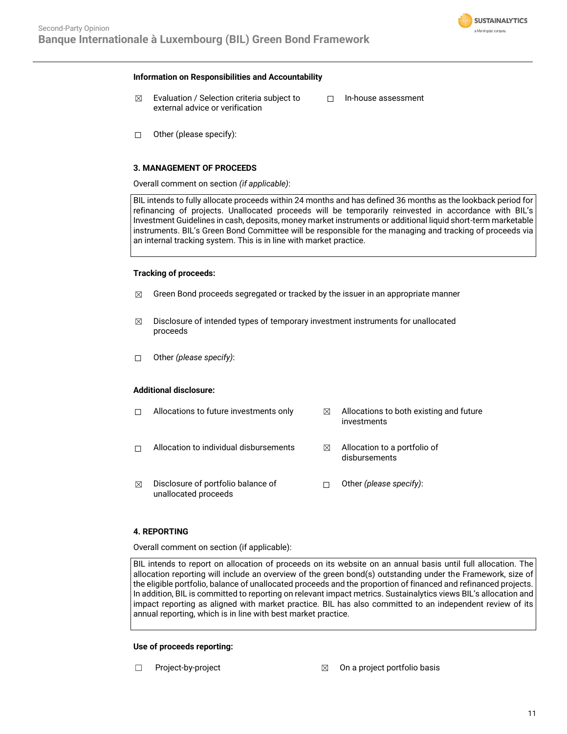**Information on Responsibilities and Accountability**

☒ Evaluation / Selection criteria subject to external advice or verification

☐ In-house assessment

☐ Other (please specify):

**3. MANAGEMENT OF PROCEEDS**

Overall comment on section *(if applicable)*:

| BIL intends to fully allocate proceeds within 24 months and has defined 36 months as the lookback period for refinancing of projects. Unallocated proceeds will be temporarily reinvested in accordance with BIL's Investment Guidelines in cash, deposits, money market instruments or additional liquid short-term marketable instruments. BIL's Green Bond Committee will be responsible for the managing and tracking of proceeds via an internal tracking system. This is in line with market practice. |
|---|

**Tracking of proceeds:**

☒ Green Bond proceeds segregated or tracked by the issuer in an appropriate manner

☒ Disclosure of intended types of temporary investment instruments for unallocated proceeds

☐ Other *(please specify)*:

**Additional disclosure:**

☐ Allocations to future investments only

☒ Allocations to both existing and future investments

☐ Allocation to individual disbursements

☒ Allocation to a portfolio of disbursements

☒ Disclosure of portfolio balance of unallocated proceeds

☐ Other *(please specify)*:

**4. REPORTING**

Overall comment on section (if applicable):

| BIL intends to report on allocation of proceeds on its website on an annual basis until full allocation. The allocation reporting will include an overview of the green bond(s) outstanding under the Framework, size of the eligible portfolio, balance of unallocated proceeds and the proportion of financed and refinanced projects. In addition, BIL is committed to reporting on relevant impact metrics. Sustainalytics views BIL's allocation and impact reporting as aligned with market practice. BIL has also committed to an independent review of its annual reporting, which is in line with best market practice. |
|---|

**Use of proceeds reporting:**

☐ Project-by-project

☒ On a project portfolio basis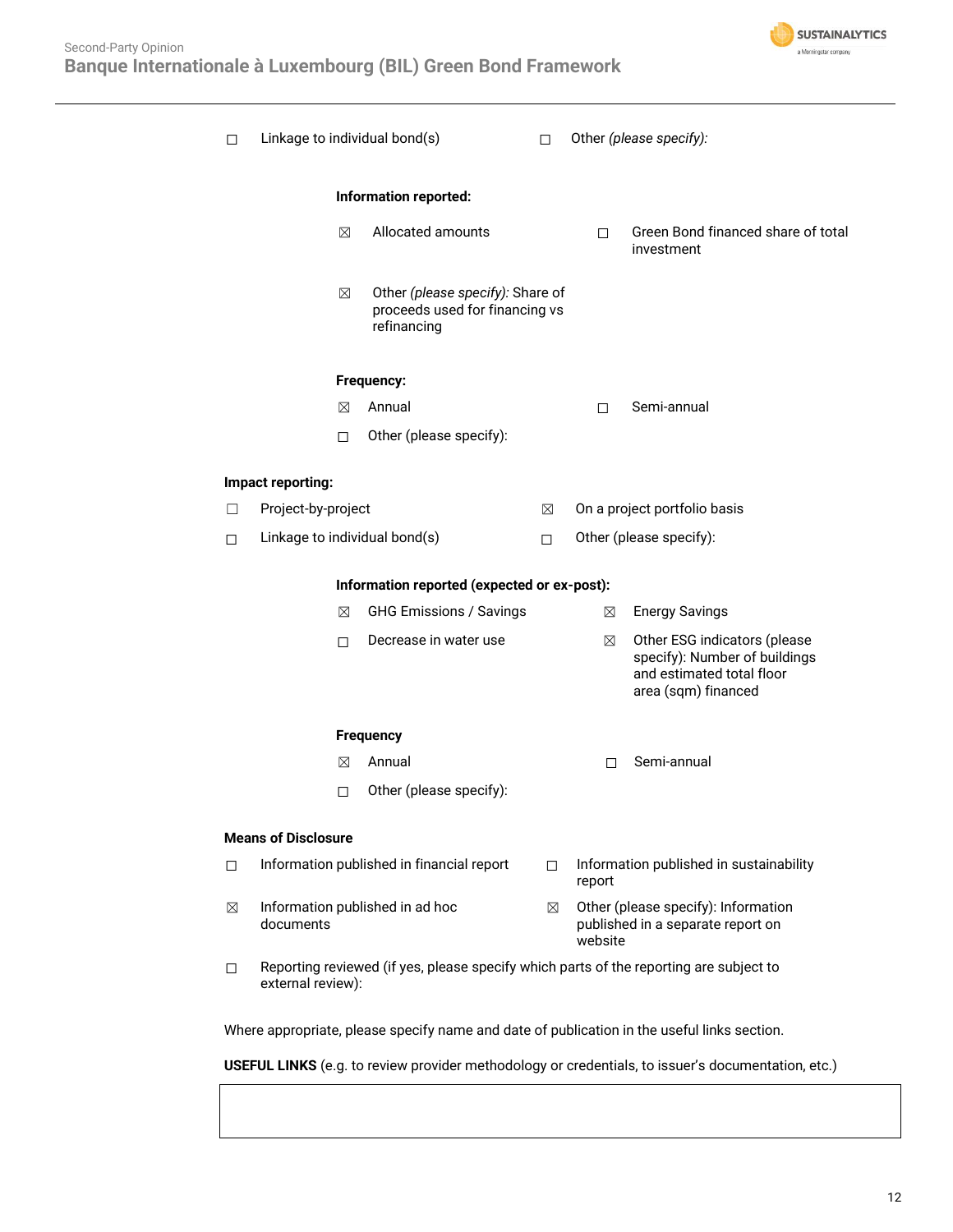☐ Linkage to individual bond(s) ☐ Other *(please specify):*

**Information reported:**

☒ Allocated amounts ☐ Green Bond financed share of total investment

☒ Other *(please specify):* Share of proceeds used for financing vs refinancing

**Frequency:**

☒ Annual ☐ Semi-annual

☐ Other (please specify):

**Impact reporting:**

☐ Project-by-project ☒ On a project portfolio basis

☐ Linkage to individual bond(s) ☐ Other (please specify):

**Information reported (expected or ex-post):**

☒ GHG Emissions / Savings ☒ Energy Savings

☐ Decrease in water use ☒ Other ESG indicators (please specify): Number of buildings and estimated total floor area (sqm) financed

**Frequency**

☒ Annual ☐ Semi-annual

☐ Other (please specify):

**Means of Disclosure**

☐ Information published in financial report ☐ Information published in sustainability report

☒ Information published in ad hoc documents ☒ Other (please specify): Information published in a separate report on website

☐ Reporting reviewed (if yes, please specify which parts of the reporting are subject to external review):

Where appropriate, please specify name and date of publication in the useful links section.

**USEFUL LINKS** (e.g. to review provider methodology or credentials, to issuer's documentation, etc.)

| |
|---|
| |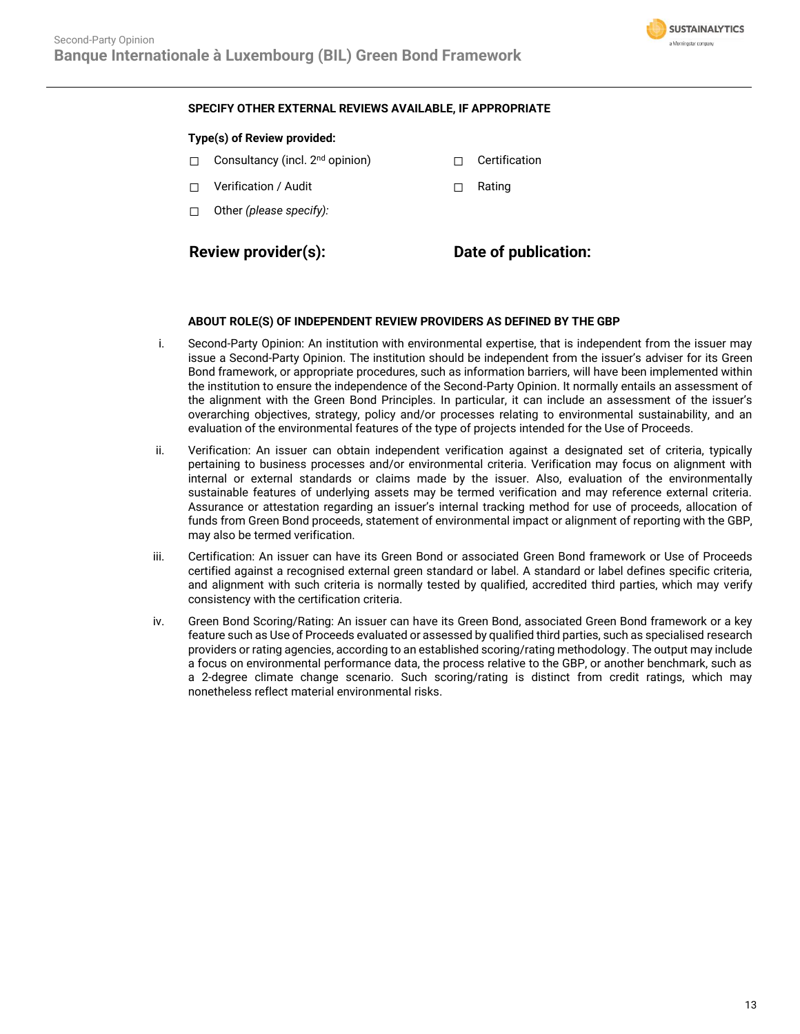**SPECIFY OTHER EXTERNAL REVIEWS AVAILABLE, IF APPROPRIATE**

**Type(s) of Review provided:**

- ☐ Consultancy (incl. 2nd opinion)
- ☐ Certification
- ☐ Verification / Audit
- ☐ Rating
- ☐ Other *(please specify):*

**Review provider(s):**

**Date of publication:**

**ABOUT ROLE(S) OF INDEPENDENT REVIEW PROVIDERS AS DEFINED BY THE GBP**

i. Second-Party Opinion: An institution with environmental expertise, that is independent from the issuer may issue a Second-Party Opinion. The institution should be independent from the issuer's adviser for its Green Bond framework, or appropriate procedures, such as information barriers, will have been implemented within the institution to ensure the independence of the Second-Party Opinion. It normally entails an assessment of the alignment with the Green Bond Principles. In particular, it can include an assessment of the issuer's overarching objectives, strategy, policy and/or processes relating to environmental sustainability, and an evaluation of the environmental features of the type of projects intended for the Use of Proceeds.

ii. Verification: An issuer can obtain independent verification against a designated set of criteria, typically pertaining to business processes and/or environmental criteria. Verification may focus on alignment with internal or external standards or claims made by the issuer. Also, evaluation of the environmentally sustainable features of underlying assets may be termed verification and may reference external criteria. Assurance or attestation regarding an issuer's internal tracking method for use of proceeds, allocation of funds from Green Bond proceeds, statement of environmental impact or alignment of reporting with the GBP, may also be termed verification.

iii. Certification: An issuer can have its Green Bond or associated Green Bond framework or Use of Proceeds certified against a recognised external green standard or label. A standard or label defines specific criteria, and alignment with such criteria is normally tested by qualified, accredited third parties, which may verify consistency with the certification criteria.

iv. Green Bond Scoring/Rating: An issuer can have its Green Bond, associated Green Bond framework or a key feature such as Use of Proceeds evaluated or assessed by qualified third parties, such as specialised research providers or rating agencies, according to an established scoring/rating methodology. The output may include a focus on environmental performance data, the process relative to the GBP, or another benchmark, such as a 2-degree climate change scenario. Such scoring/rating is distinct from credit ratings, which may nonetheless reflect material environmental risks.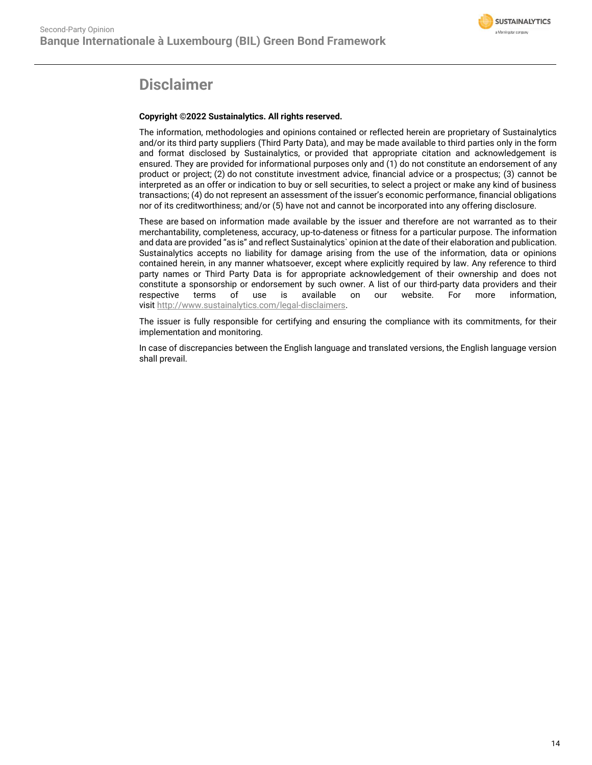# Disclaimer

**Copyright ©2022 Sustainalytics. All rights reserved.**

The information, methodologies and opinions contained or reflected herein are proprietary of Sustainalytics and/or its third party suppliers (Third Party Data), and may be made available to third parties only in the form and format disclosed by Sustainalytics, or provided that appropriate citation and acknowledgement is ensured. They are provided for informational purposes only and (1) do not constitute an endorsement of any product or project; (2) do not constitute investment advice, financial advice or a prospectus; (3) cannot be interpreted as an offer or indication to buy or sell securities, to select a project or make any kind of business transactions; (4) do not represent an assessment of the issuer's economic performance, financial obligations nor of its creditworthiness; and/or (5) have not and cannot be incorporated into any offering disclosure.

These are based on information made available by the issuer and therefore are not warranted as to their merchantability, completeness, accuracy, up-to-dateness or fitness for a particular purpose. The information and data are provided "as is" and reflect Sustainalytics` opinion at the date of their elaboration and publication. Sustainalytics accepts no liability for damage arising from the use of the information, data or opinions contained herein, in any manner whatsoever, except where explicitly required by law. Any reference to third party names or Third Party Data is for appropriate acknowledgement of their ownership and does not constitute a sponsorship or endorsement by such owner. A list of our third-party data providers and their respective terms of use is available on our website. For more information, visit http://www.sustainalytics.com/legal-disclaimers.

The issuer is fully responsible for certifying and ensuring the compliance with its commitments, for their implementation and monitoring.

In case of discrepancies between the English language and translated versions, the English language version shall prevail.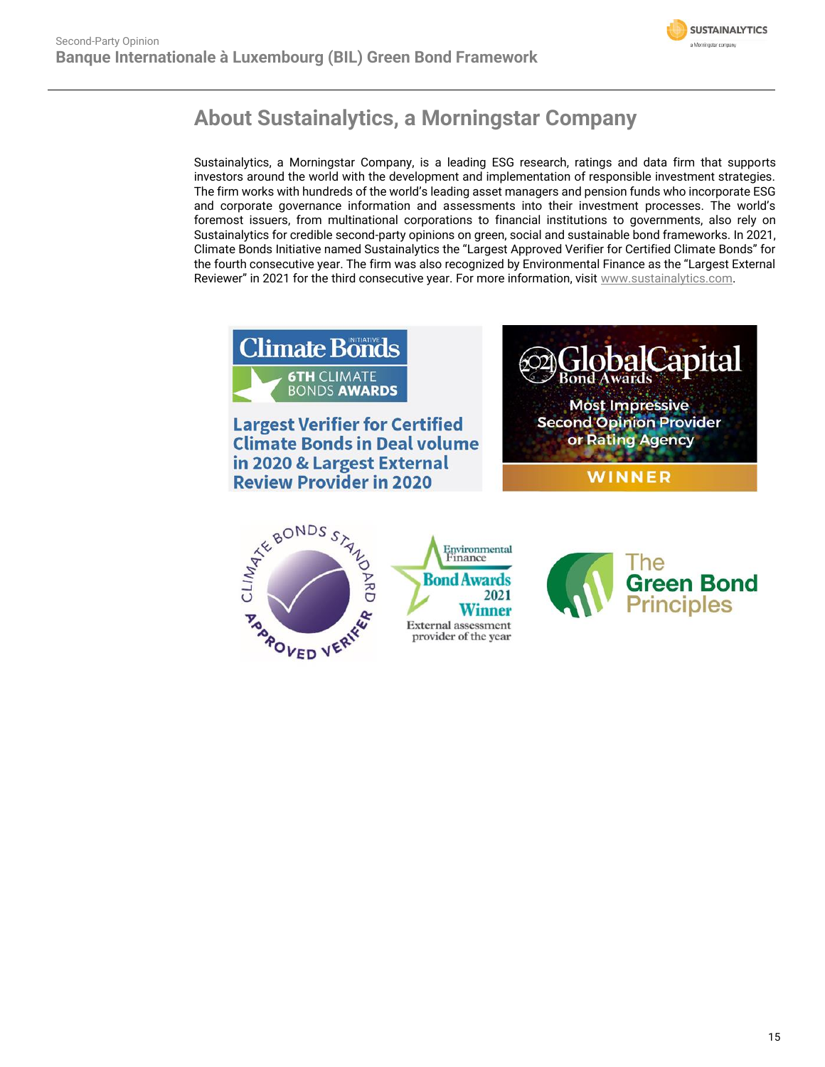## About Sustainalytics, a Morningstar Company

Sustainalytics, a Morningstar Company, is a leading ESG research, ratings and data firm that supports investors around the world with the development and implementation of responsible investment strategies. The firm works with hundreds of the world's leading asset managers and pension funds who incorporate ESG and corporate governance information and assessments into their investment processes. The world's foremost issuers, from multinational corporations to financial institutions to governments, also rely on Sustainalytics for credible second-party opinions on green, social and sustainable bond frameworks. In 2021, Climate Bonds Initiative named Sustainalytics the "Largest Approved Verifier for Certified Climate Bonds" for the fourth consecutive year. The firm was also recognized by Environmental Finance as the "Largest External Reviewer" in 2021 for the third consecutive year. For more information, visit www.sustainalytics.com.

Climate Bonds Initiative
6TH CLIMATE BONDS AWARDS
Largest Verifier for Certified Climate Bonds in Deal volume in 2020 & Largest External Review Provider in 2020

2021 GlobalCapital Bond Awards
Most Impressive Second Opinion Provider or Rating Agency
WINNER

CLIMATE BONDS STANDARD APPROVED VERIFIER

Environmental Finance Bond Awards 2021 Winner
External assessment provider of the year

The Green Bond Principles